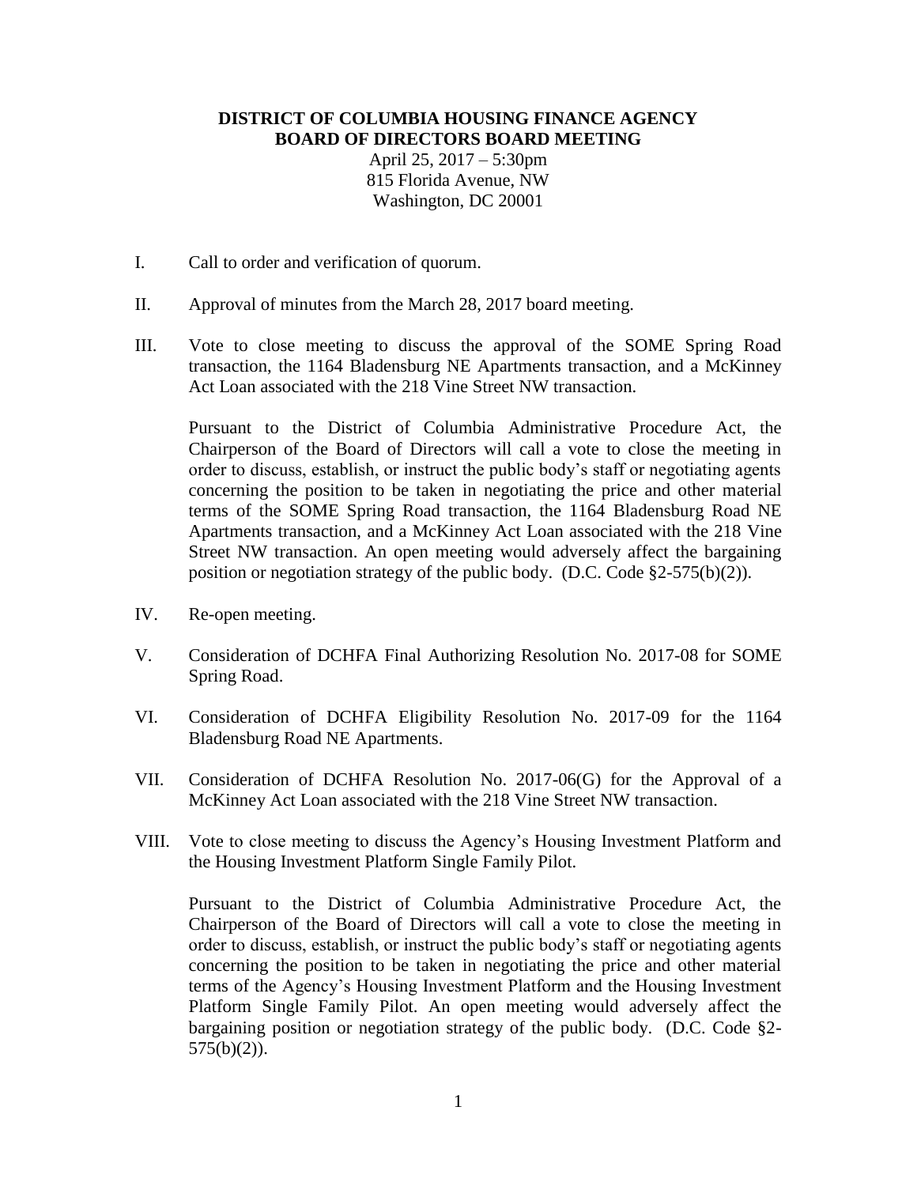**DISTRICT OF COLUMBIA HOUSING FINANCE AGENCY**
**BOARD OF DIRECTORS BOARD MEETING**

April 25, 2017 – 5:30pm
815 Florida Avenue, NW
Washington, DC 20001

I. Call to order and verification of quorum.

II. Approval of minutes from the March 28, 2017 board meeting.

III. Vote to close meeting to discuss the approval of the SOME Spring Road transaction, the 1164 Bladensburg NE Apartments transaction, and a McKinney Act Loan associated with the 218 Vine Street NW transaction.

   Pursuant to the District of Columbia Administrative Procedure Act, the Chairperson of the Board of Directors will call a vote to close the meeting in order to discuss, establish, or instruct the public body's staff or negotiating agents concerning the position to be taken in negotiating the price and other material terms of the SOME Spring Road transaction, the 1164 Bladensburg Road NE Apartments transaction, and a McKinney Act Loan associated with the 218 Vine Street NW transaction. An open meeting would adversely affect the bargaining position or negotiation strategy of the public body. (D.C. Code §2-575(b)(2)).

IV. Re-open meeting.

V. Consideration of DCHFA Final Authorizing Resolution No. 2017-08 for SOME Spring Road.

VI. Consideration of DCHFA Eligibility Resolution No. 2017-09 for the 1164 Bladensburg Road NE Apartments.

VII. Consideration of DCHFA Resolution No. 2017-06(G) for the Approval of a McKinney Act Loan associated with the 218 Vine Street NW transaction.

VIII. Vote to close meeting to discuss the Agency's Housing Investment Platform and the Housing Investment Platform Single Family Pilot.

   Pursuant to the District of Columbia Administrative Procedure Act, the Chairperson of the Board of Directors will call a vote to close the meeting in order to discuss, establish, or instruct the public body's staff or negotiating agents concerning the position to be taken in negotiating the price and other material terms of the Agency's Housing Investment Platform and the Housing Investment Platform Single Family Pilot. An open meeting would adversely affect the bargaining position or negotiation strategy of the public body. (D.C. Code §2-575(b)(2)).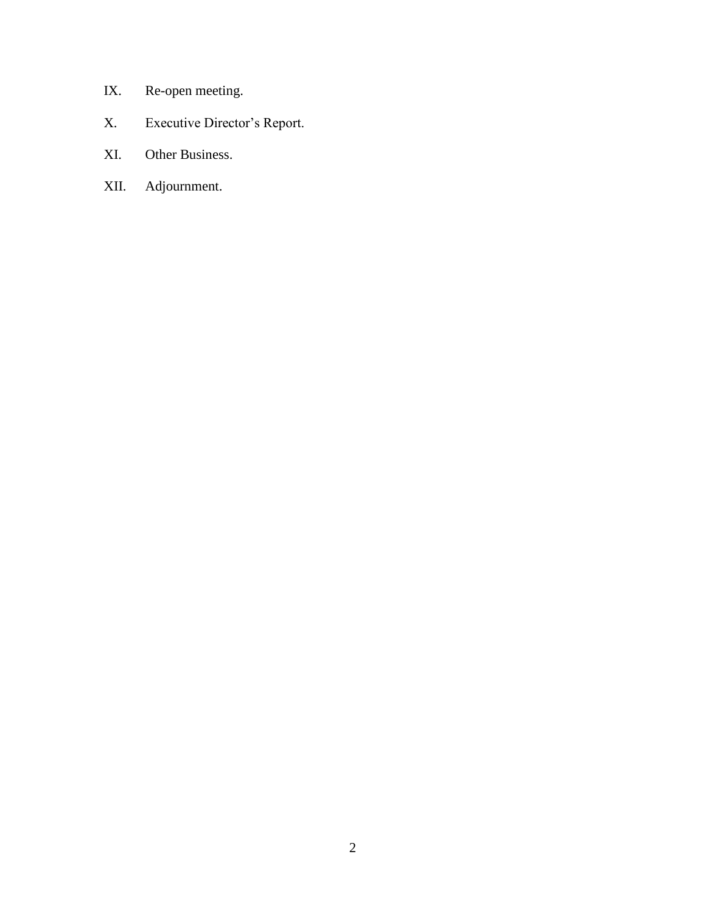IX. Re-open meeting.

X. Executive Director's Report.

XI. Other Business.

XII. Adjournment.